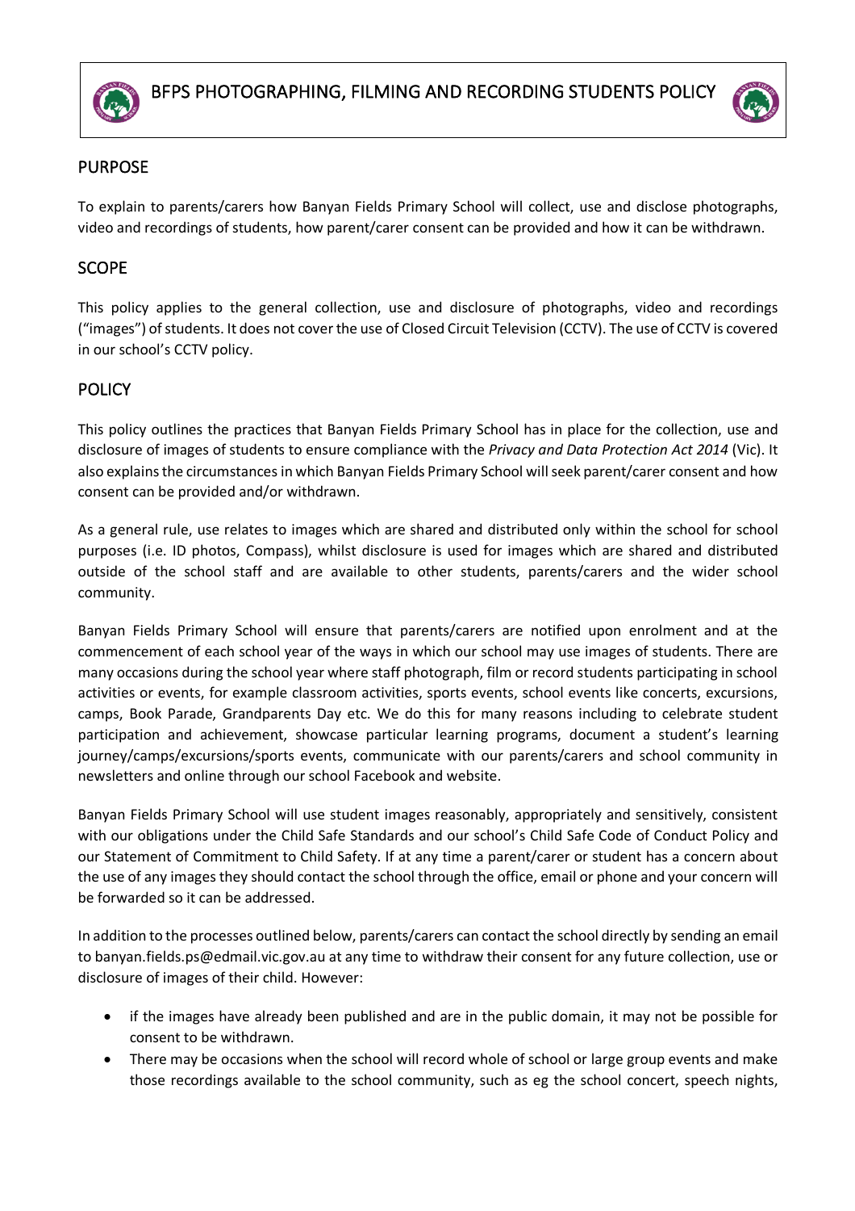# BFPS PHOTOGRAPHING, FILMING AND RECORDING STUDENTS POLICY

## PURPOSE

To explain to parents/carers how Banyan Fields Primary School will collect, use and disclose photographs, video and recordings of students, how parent/carer consent can be provided and how it can be withdrawn.

## SCOPE

This policy applies to the general collection, use and disclosure of photographs, video and recordings ("images") of students. It does not cover the use of Closed Circuit Television (CCTV). The use of CCTV is covered in our school's CCTV policy.

## POLICY

This policy outlines the practices that Banyan Fields Primary School has in place for the collection, use and disclosure of images of students to ensure compliance with the *Privacy and Data Protection Act 2014* (Vic). It also explains the circumstances in which Banyan Fields Primary School will seek parent/carer consent and how consent can be provided and/or withdrawn.

As a general rule, use relates to images which are shared and distributed only within the school for school purposes (i.e. ID photos, Compass), whilst disclosure is used for images which are shared and distributed outside of the school staff and are available to other students, parents/carers and the wider school community.

Banyan Fields Primary School will ensure that parents/carers are notified upon enrolment and at the commencement of each school year of the ways in which our school may use images of students. There are many occasions during the school year where staff photograph, film or record students participating in school activities or events, for example classroom activities, sports events, school events like concerts, excursions, camps, Book Parade, Grandparents Day etc. We do this for many reasons including to celebrate student participation and achievement, showcase particular learning programs, document a student's learning journey/camps/excursions/sports events, communicate with our parents/carers and school community in newsletters and online through our school Facebook and website.

Banyan Fields Primary School will use student images reasonably, appropriately and sensitively, consistent with our obligations under the Child Safe Standards and our school's Child Safe Code of Conduct Policy and our Statement of Commitment to Child Safety. If at any time a parent/carer or student has a concern about the use of any images they should contact the school through the office, email or phone and your concern will be forwarded so it can be addressed.

In addition to the processes outlined below, parents/carers can contact the school directly by sending an email to banyan.fields.ps@edmail.vic.gov.au at any time to withdraw their consent for any future collection, use or disclosure of images of their child. However:

- if the images have already been published and are in the public domain, it may not be possible for consent to be withdrawn.
- There may be occasions when the school will record whole of school or large group events and make those recordings available to the school community, such as eg the school concert, speech nights,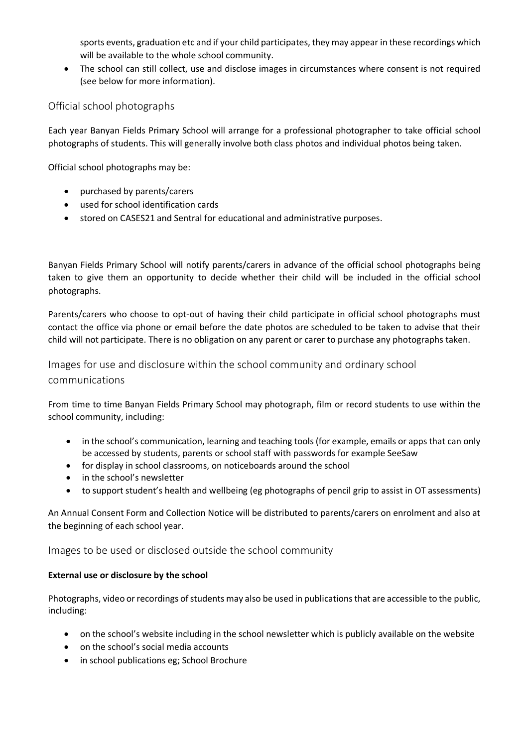sports events, graduation etc and if your child participates, they may appear in these recordings which will be available to the whole school community.
- The school can still collect, use and disclose images in circumstances where consent is not required (see below for more information).

## Official school photographs

Each year Banyan Fields Primary School will arrange for a professional photographer to take official school photographs of students. This will generally involve both class photos and individual photos being taken.

Official school photographs may be:

- purchased by parents/carers
- used for school identification cards
- stored on CASES21 and Sentral for educational and administrative purposes.

Banyan Fields Primary School will notify parents/carers in advance of the official school photographs being taken to give them an opportunity to decide whether their child will be included in the official school photographs.

Parents/carers who choose to opt-out of having their child participate in official school photographs must contact the office via phone or email before the date photos are scheduled to be taken to advise that their child will not participate. There is no obligation on any parent or carer to purchase any photographs taken.

## Images for use and disclosure within the school community and ordinary school communications

From time to time Banyan Fields Primary School may photograph, film or record students to use within the school community, including:

- in the school's communication, learning and teaching tools (for example, emails or apps that can only be accessed by students, parents or school staff with passwords for example SeeSaw
- for display in school classrooms, on noticeboards around the school
- in the school's newsletter
- to support student's health and wellbeing (eg photographs of pencil grip to assist in OT assessments)

An Annual Consent Form and Collection Notice will be distributed to parents/carers on enrolment and also at the beginning of each school year.

## Images to be used or disclosed outside the school community

**External use or disclosure by the school**

Photographs, video or recordings of students may also be used in publications that are accessible to the public, including:

- on the school's website including in the school newsletter which is publicly available on the website
- on the school's social media accounts
- in school publications eg; School Brochure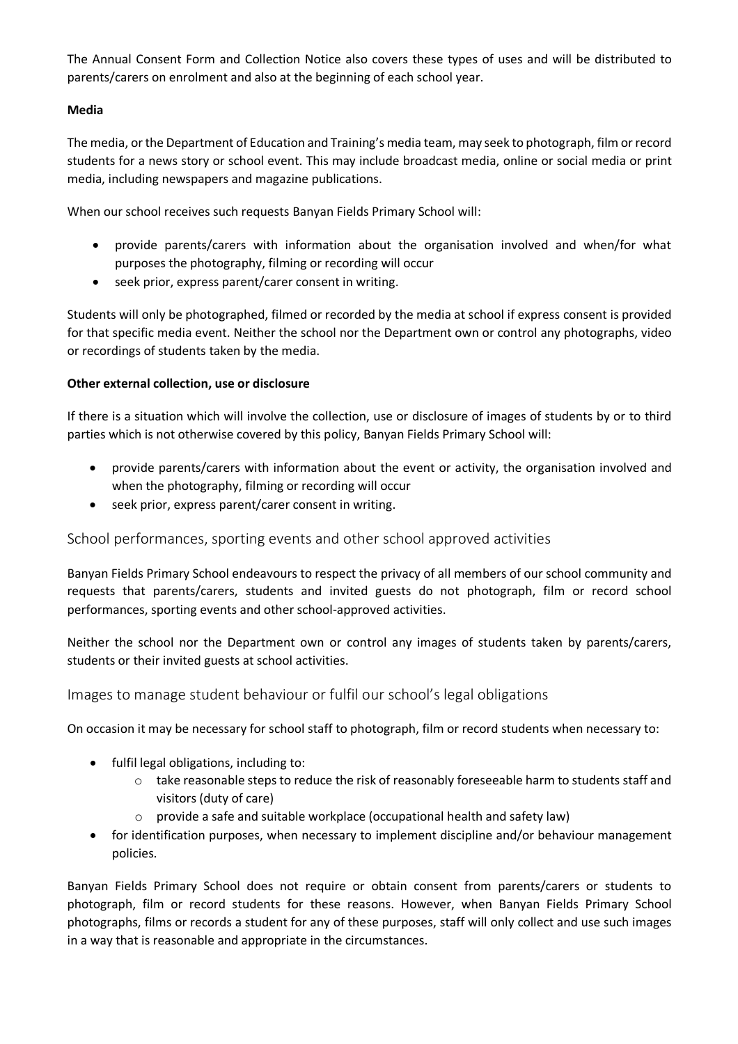The Annual Consent Form and Collection Notice also covers these types of uses and will be distributed to parents/carers on enrolment and also at the beginning of each school year.

**Media**

The media, or the Department of Education and Training's media team, may seek to photograph, film or record students for a news story or school event. This may include broadcast media, online or social media or print media, including newspapers and magazine publications.

When our school receives such requests Banyan Fields Primary School will:

- provide parents/carers with information about the organisation involved and when/for what purposes the photography, filming or recording will occur
- seek prior, express parent/carer consent in writing.

Students will only be photographed, filmed or recorded by the media at school if express consent is provided for that specific media event. Neither the school nor the Department own or control any photographs, video or recordings of students taken by the media.

**Other external collection, use or disclosure**

If there is a situation which will involve the collection, use or disclosure of images of students by or to third parties which is not otherwise covered by this policy, Banyan Fields Primary School will:

- provide parents/carers with information about the event or activity, the organisation involved and when the photography, filming or recording will occur
- seek prior, express parent/carer consent in writing.

## School performances, sporting events and other school approved activities

Banyan Fields Primary School endeavours to respect the privacy of all members of our school community and requests that parents/carers, students and invited guests do not photograph, film or record school performances, sporting events and other school-approved activities.

Neither the school nor the Department own or control any images of students taken by parents/carers, students or their invited guests at school activities.

## Images to manage student behaviour or fulfil our school's legal obligations

On occasion it may be necessary for school staff to photograph, film or record students when necessary to:

- fulfil legal obligations, including to:
  - take reasonable steps to reduce the risk of reasonably foreseeable harm to students staff and visitors (duty of care)
  - provide a safe and suitable workplace (occupational health and safety law)
- for identification purposes, when necessary to implement discipline and/or behaviour management policies.

Banyan Fields Primary School does not require or obtain consent from parents/carers or students to photograph, film or record students for these reasons. However, when Banyan Fields Primary School photographs, films or records a student for any of these purposes, staff will only collect and use such images in a way that is reasonable and appropriate in the circumstances.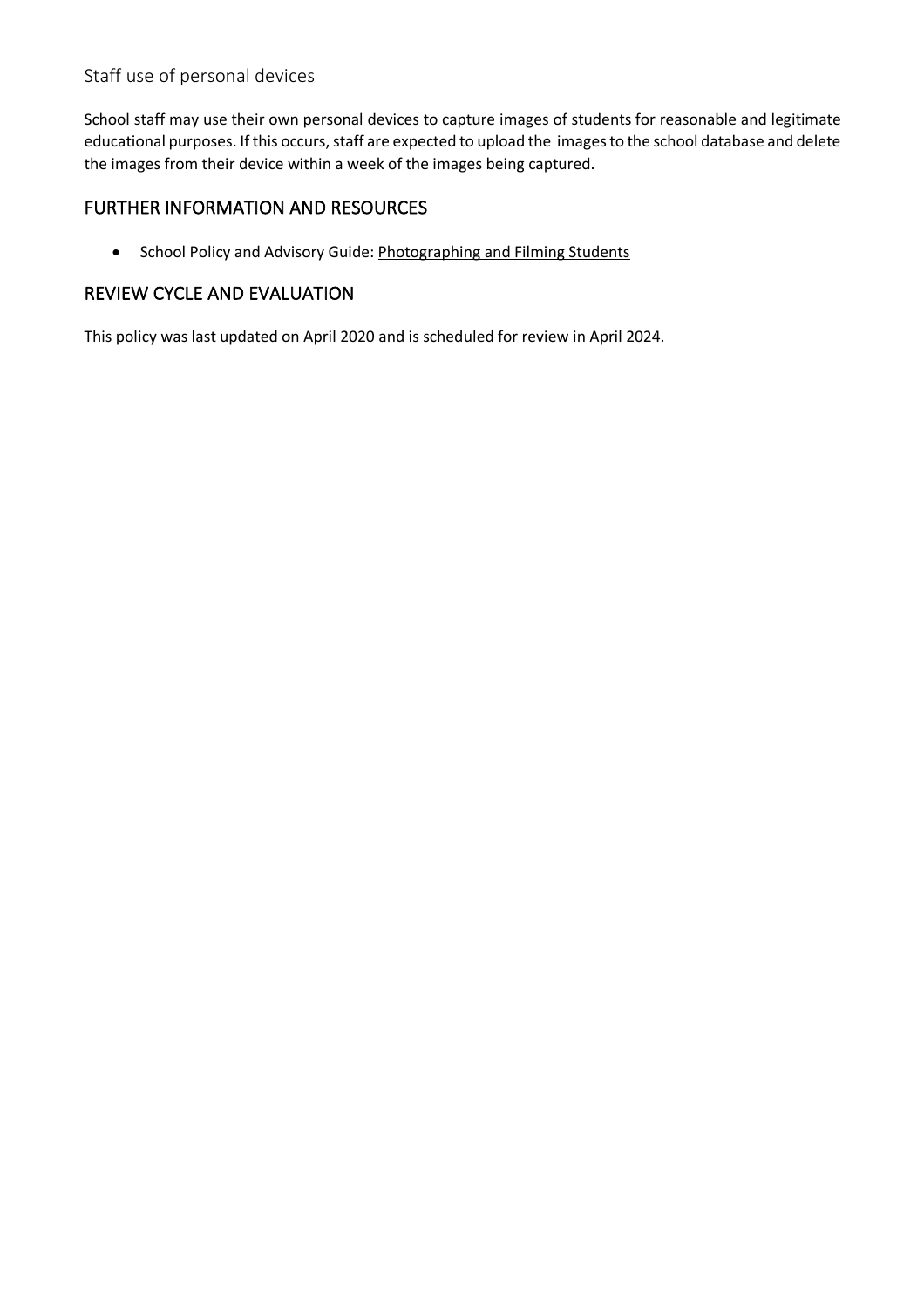### Staff use of personal devices

School staff may use their own personal devices to capture images of students for reasonable and legitimate educational purposes. If this occurs, staff are expected to upload the images to the school database and delete the images from their device within a week of the images being captured.

## FURTHER INFORMATION AND RESOURCES

- School Policy and Advisory Guide: Photographing and Filming Students

## REVIEW CYCLE AND EVALUATION

This policy was last updated on April 2020 and is scheduled for review in April 2024.